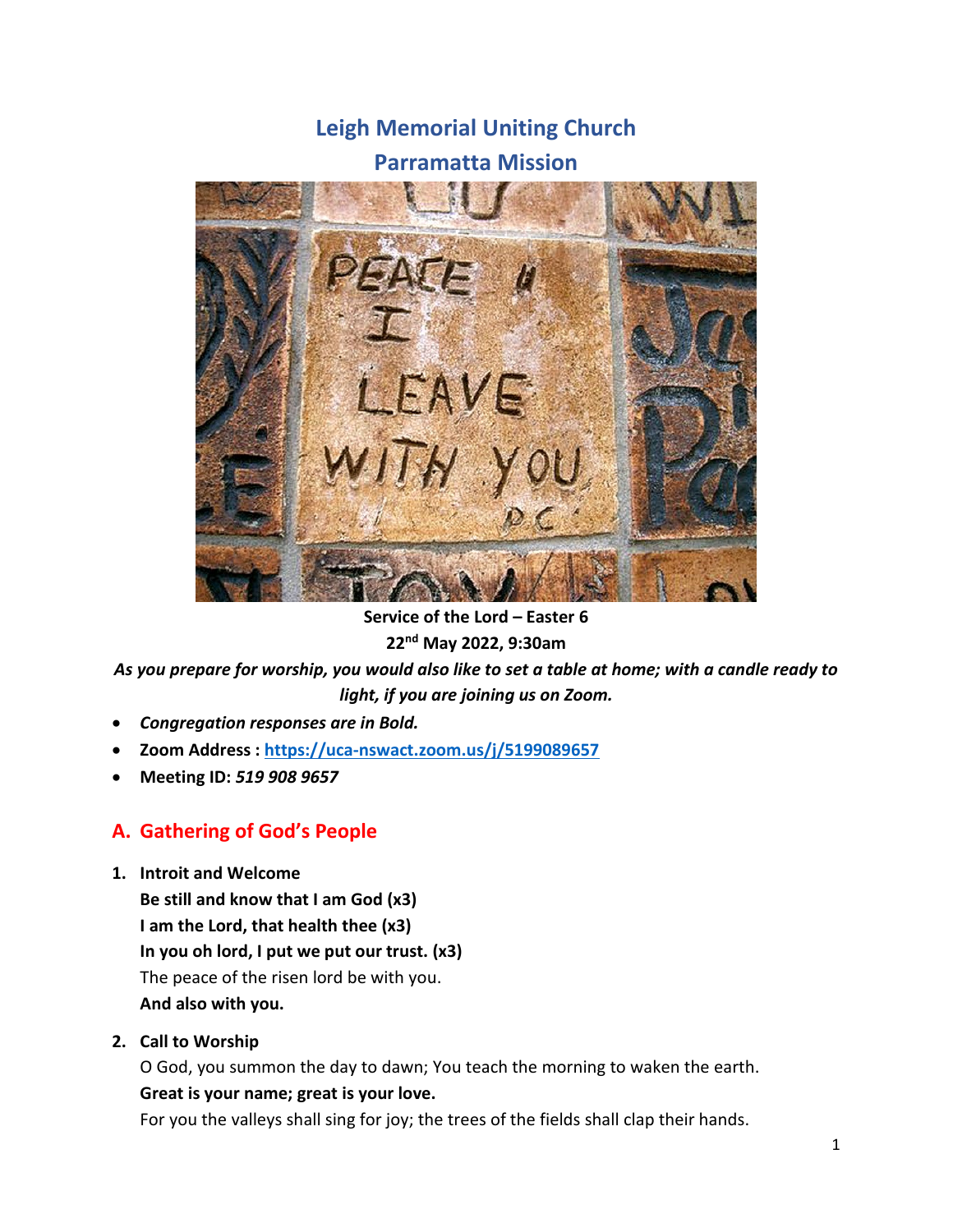# Leigh Memorial Uniting Church
# Parramatta Mission

**Service of the Lord – Easter 6**

**22nd May 2022, 9:30am**

*As you prepare for worship, you would also like to set a table at home; with a candle ready to light, if you are joining us on Zoom.*

- ***Congregation responses are in Bold.***
- **Zoom Address : [https://uca-nswact.zoom.us/j/5199089657](https://uca-nswact.zoom.us/j/5199089657)**
- **Meeting ID:** ***519 908 9657***

## A. Gathering of God's People

1. **Introit and Welcome**

   **Be still and know that I am God (x3)**
   **I am the Lord, that health thee (x3)**
   **In you oh lord, I put we put our trust. (x3)**
   The peace of the risen lord be with you.
   **And also with you.**

2. **Call to Worship**

   O God, you summon the day to dawn; You teach the morning to waken the earth.
   **Great is your name; great is your love.**
   For you the valleys shall sing for joy; the trees of the fields shall clap their hands.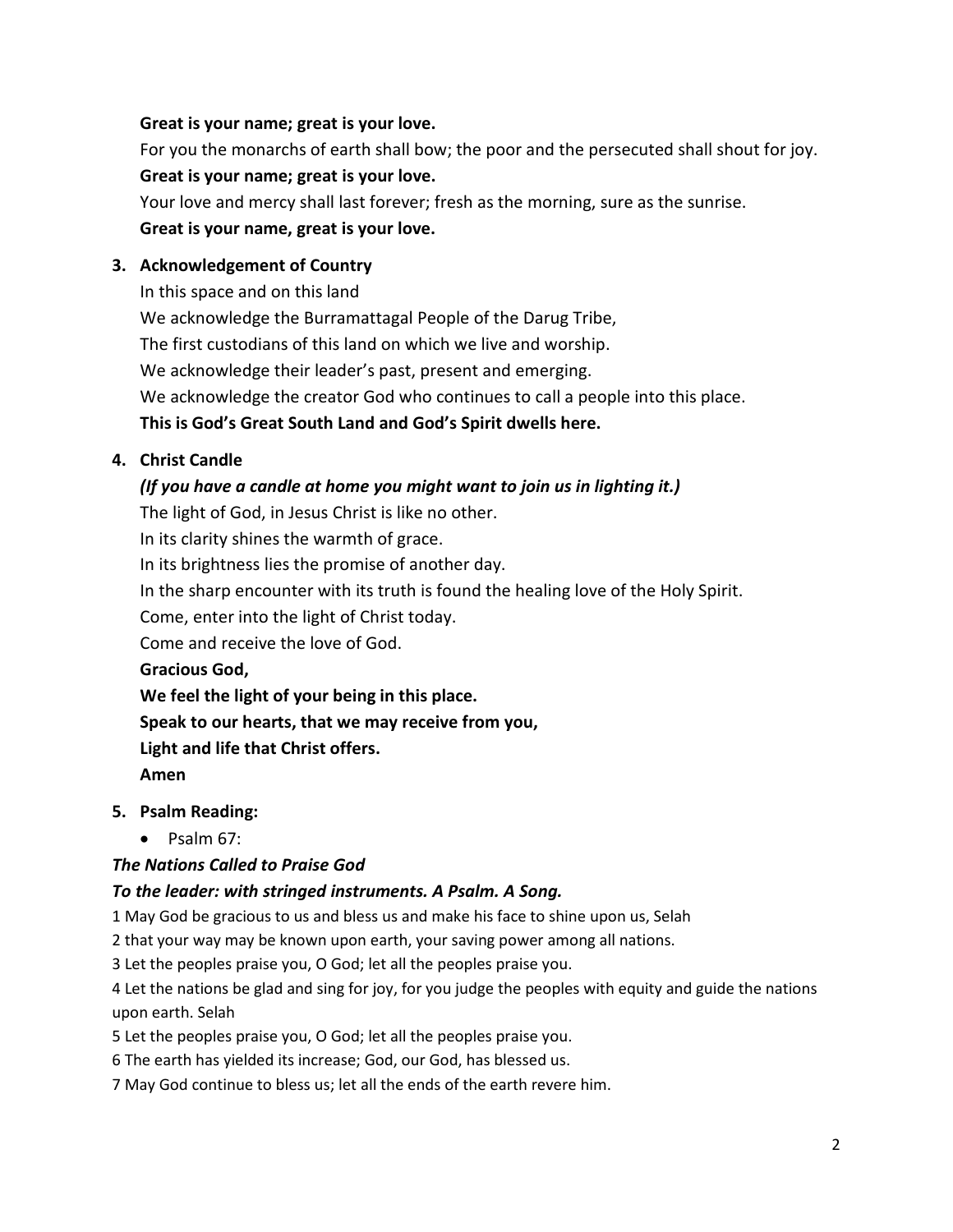**Great is your name; great is your love.**

For you the monarchs of earth shall bow; the poor and the persecuted shall shout for joy.

**Great is your name; great is your love.**

Your love and mercy shall last forever; fresh as the morning, sure as the sunrise.

**Great is your name, great is your love.**

3. **Acknowledgement of Country**

In this space and on this land

We acknowledge the Burramattagal People of the Darug Tribe,

The first custodians of this land on which we live and worship.

We acknowledge their leader's past, present and emerging.

We acknowledge the creator God who continues to call a people into this place.

**This is God's Great South Land and God's Spirit dwells here.**

4. **Christ Candle**

***(If you have a candle at home you might want to join us in lighting it.)***

The light of God, in Jesus Christ is like no other.

In its clarity shines the warmth of grace.

In its brightness lies the promise of another day.

In the sharp encounter with its truth is found the healing love of the Holy Spirit.

Come, enter into the light of Christ today.

Come and receive the love of God.

**Gracious God,**

**We feel the light of your being in this place.**

**Speak to our hearts, that we may receive from you,**

**Light and life that Christ offers.**

**Amen**

5. **Psalm Reading:**

   - Psalm 67:

***The Nations Called to Praise God***

***To the leader: with stringed instruments. A Psalm. A Song.***

1 May God be gracious to us and bless us and make his face to shine upon us, Selah

2 that your way may be known upon earth, your saving power among all nations.

3 Let the peoples praise you, O God; let all the peoples praise you.

4 Let the nations be glad and sing for joy, for you judge the peoples with equity and guide the nations upon earth. Selah

5 Let the peoples praise you, O God; let all the peoples praise you.

6 The earth has yielded its increase; God, our God, has blessed us.

7 May God continue to bless us; let all the ends of the earth revere him.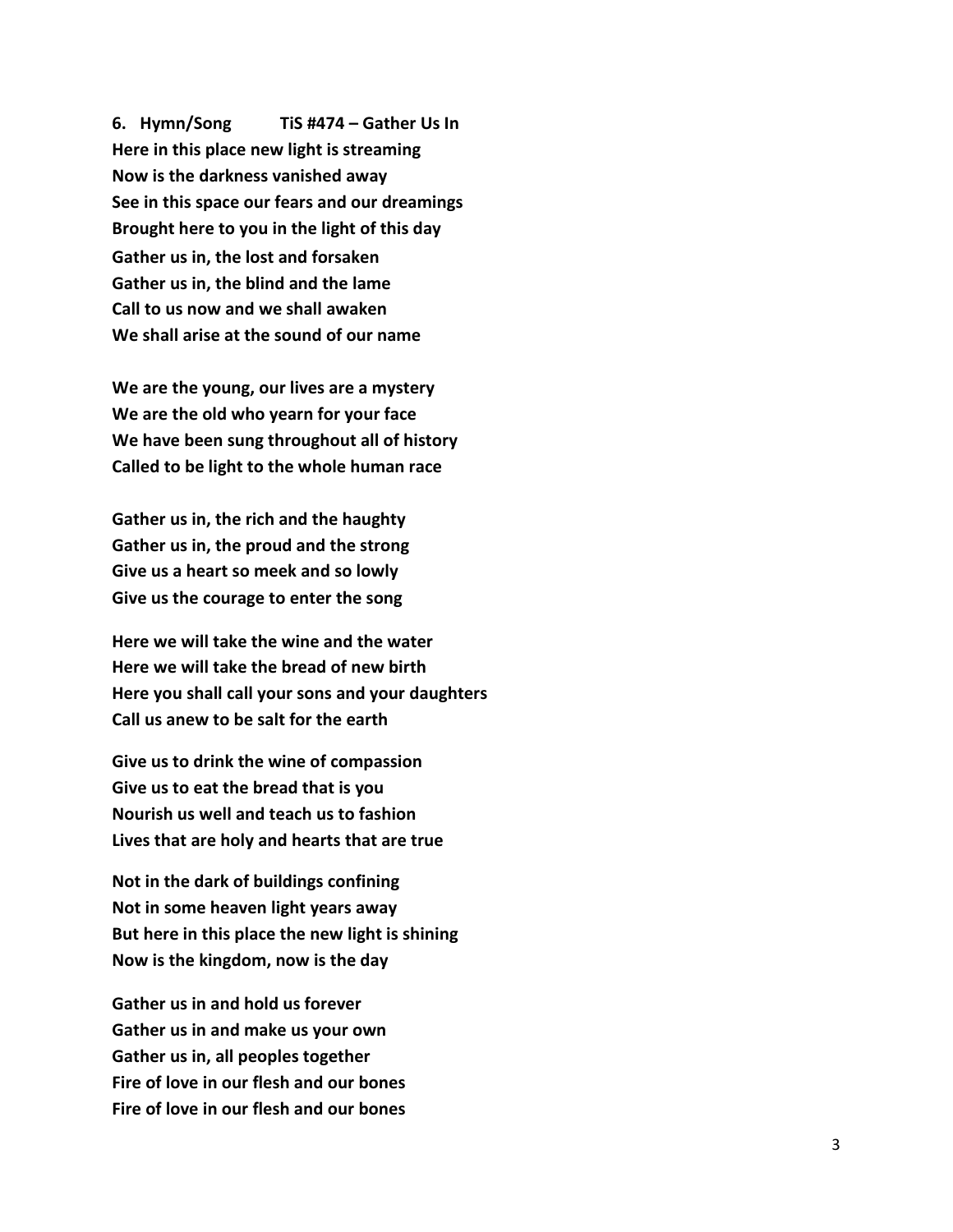**6. Hymn/Song TiS #474 – Gather Us In**

**Here in this place new light is streaming**
**Now is the darkness vanished away**
**See in this space our fears and our dreamings**
**Brought here to you in the light of this day**
**Gather us in, the lost and forsaken**
**Gather us in, the blind and the lame**
**Call to us now and we shall awaken**
**We shall arise at the sound of our name**

**We are the young, our lives are a mystery**
**We are the old who yearn for your face**
**We have been sung throughout all of history**
**Called to be light to the whole human race**

**Gather us in, the rich and the haughty**
**Gather us in, the proud and the strong**
**Give us a heart so meek and so lowly**
**Give us the courage to enter the song**

**Here we will take the wine and the water**
**Here we will take the bread of new birth**
**Here you shall call your sons and your daughters**
**Call us anew to be salt for the earth**

**Give us to drink the wine of compassion**
**Give us to eat the bread that is you**
**Nourish us well and teach us to fashion**
**Lives that are holy and hearts that are true**

**Not in the dark of buildings confining**
**Not in some heaven light years away**
**But here in this place the new light is shining**
**Now is the kingdom, now is the day**

**Gather us in and hold us forever**
**Gather us in and make us your own**
**Gather us in, all peoples together**
**Fire of love in our flesh and our bones**
**Fire of love in our flesh and our bones**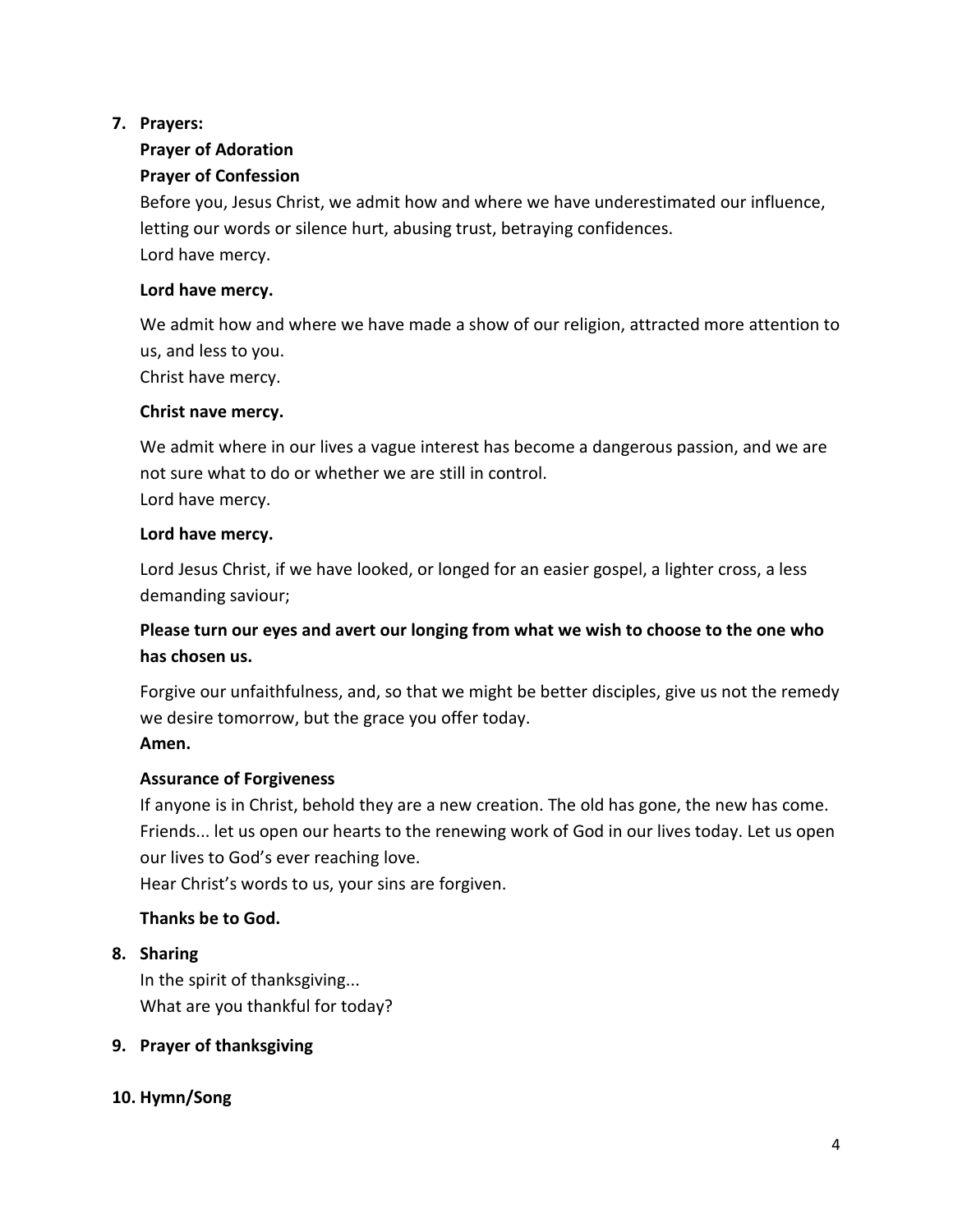7. **Prayers:**

   **Prayer of Adoration**

   **Prayer of Confession**

   Before you, Jesus Christ, we admit how and where we have underestimated our influence, letting our words or silence hurt, abusing trust, betraying confidences.
   Lord have mercy.

   **Lord have mercy.**

   We admit how and where we have made a show of our religion, attracted more attention to us, and less to you.
   Christ have mercy.

   **Christ nave mercy.**

   We admit where in our lives a vague interest has become a dangerous passion, and we are not sure what to do or whether we are still in control.
   Lord have mercy.

   **Lord have mercy.**

   Lord Jesus Christ, if we have looked, or longed for an easier gospel, a lighter cross, a less demanding saviour;

   **Please turn our eyes and avert our longing from what we wish to choose to the one who has chosen us.**

   Forgive our unfaithfulness, and, so that we might be better disciples, give us not the remedy we desire tomorrow, but the grace you offer today.
   **Amen.**

   **Assurance of Forgiveness**

   If anyone is in Christ, behold they are a new creation. The old has gone, the new has come. Friends... let us open our hearts to the renewing work of God in our lives today. Let us open our lives to God's ever reaching love.
   Hear Christ's words to us, your sins are forgiven.

   **Thanks be to God.**

8. **Sharing**

   In the spirit of thanksgiving...
   What are you thankful for today?

9. **Prayer of thanksgiving**

10. **Hymn/Song**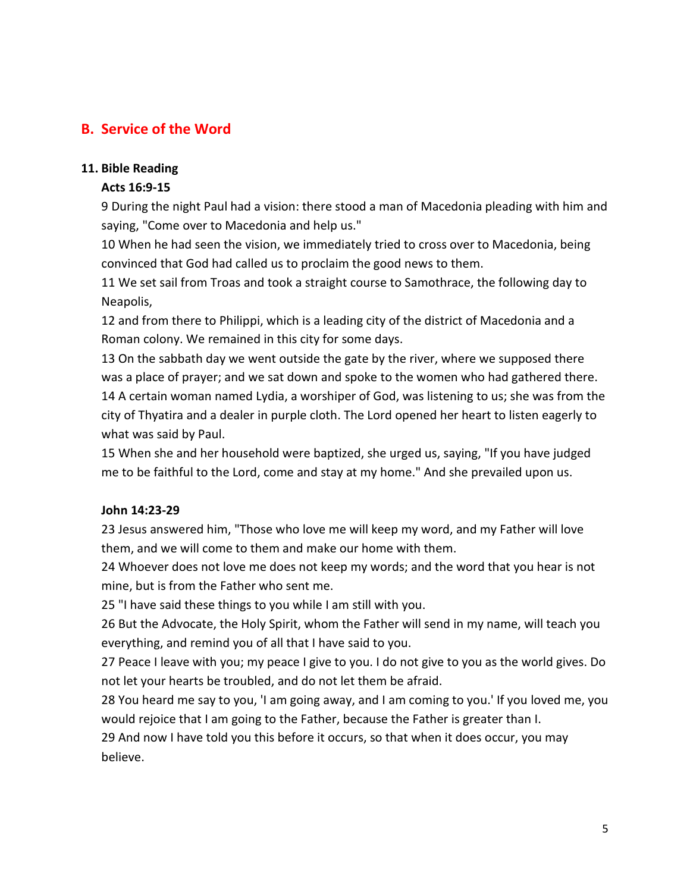## B. Service of the Word

### 11. Bible Reading

**Acts 16:9-15**

9 During the night Paul had a vision: there stood a man of Macedonia pleading with him and saying, "Come over to Macedonia and help us."

10 When he had seen the vision, we immediately tried to cross over to Macedonia, being convinced that God had called us to proclaim the good news to them.

11 We set sail from Troas and took a straight course to Samothrace, the following day to Neapolis,

12 and from there to Philippi, which is a leading city of the district of Macedonia and a Roman colony. We remained in this city for some days.

13 On the sabbath day we went outside the gate by the river, where we supposed there was a place of prayer; and we sat down and spoke to the women who had gathered there.

14 A certain woman named Lydia, a worshiper of God, was listening to us; she was from the city of Thyatira and a dealer in purple cloth. The Lord opened her heart to listen eagerly to what was said by Paul.

15 When she and her household were baptized, she urged us, saying, "If you have judged me to be faithful to the Lord, come and stay at my home." And she prevailed upon us.

**John 14:23-29**

23 Jesus answered him, "Those who love me will keep my word, and my Father will love them, and we will come to them and make our home with them.

24 Whoever does not love me does not keep my words; and the word that you hear is not mine, but is from the Father who sent me.

25 "I have said these things to you while I am still with you.

26 But the Advocate, the Holy Spirit, whom the Father will send in my name, will teach you everything, and remind you of all that I have said to you.

27 Peace I leave with you; my peace I give to you. I do not give to you as the world gives. Do not let your hearts be troubled, and do not let them be afraid.

28 You heard me say to you, 'I am going away, and I am coming to you.' If you loved me, you would rejoice that I am going to the Father, because the Father is greater than I.

29 And now I have told you this before it occurs, so that when it does occur, you may believe.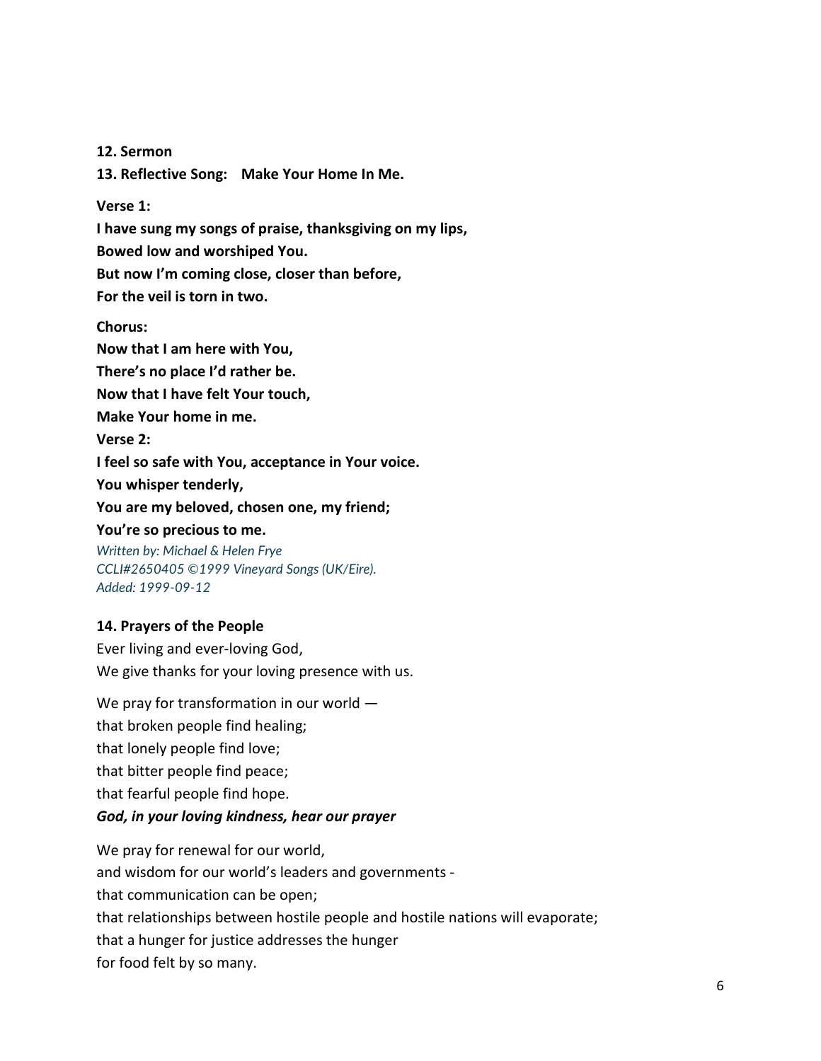**12. Sermon**

**13. Reflective Song: Make Your Home In Me.**

**Verse 1:**

**I have sung my songs of praise, thanksgiving on my lips,**
**Bowed low and worshiped You.**
**But now I'm coming close, closer than before,**
**For the veil is torn in two.**

**Chorus:**

**Now that I am here with You,**
**There's no place I'd rather be.**
**Now that I have felt Your touch,**
**Make Your home in me.**

**Verse 2:**

**I feel so safe with You, acceptance in Your voice.**
**You whisper tenderly,**
**You are my beloved, chosen one, my friend;**
**You're so precious to me.**

*Written by: Michael & Helen Frye*
*CCLI#2650405 ©1999 Vineyard Songs (UK/Eire).*
*Added: 1999-09-12*

**14. Prayers of the People**

Ever living and ever-loving God,
We give thanks for your loving presence with us.

We pray for transformation in our world —
that broken people find healing;
that lonely people find love;
that bitter people find peace;
that fearful people find hope.
***God, in your loving kindness, hear our prayer***

We pray for renewal for our world,
and wisdom for our world's leaders and governments -
that communication can be open;
that relationships between hostile people and hostile nations will evaporate;
that a hunger for justice addresses the hunger
for food felt by so many.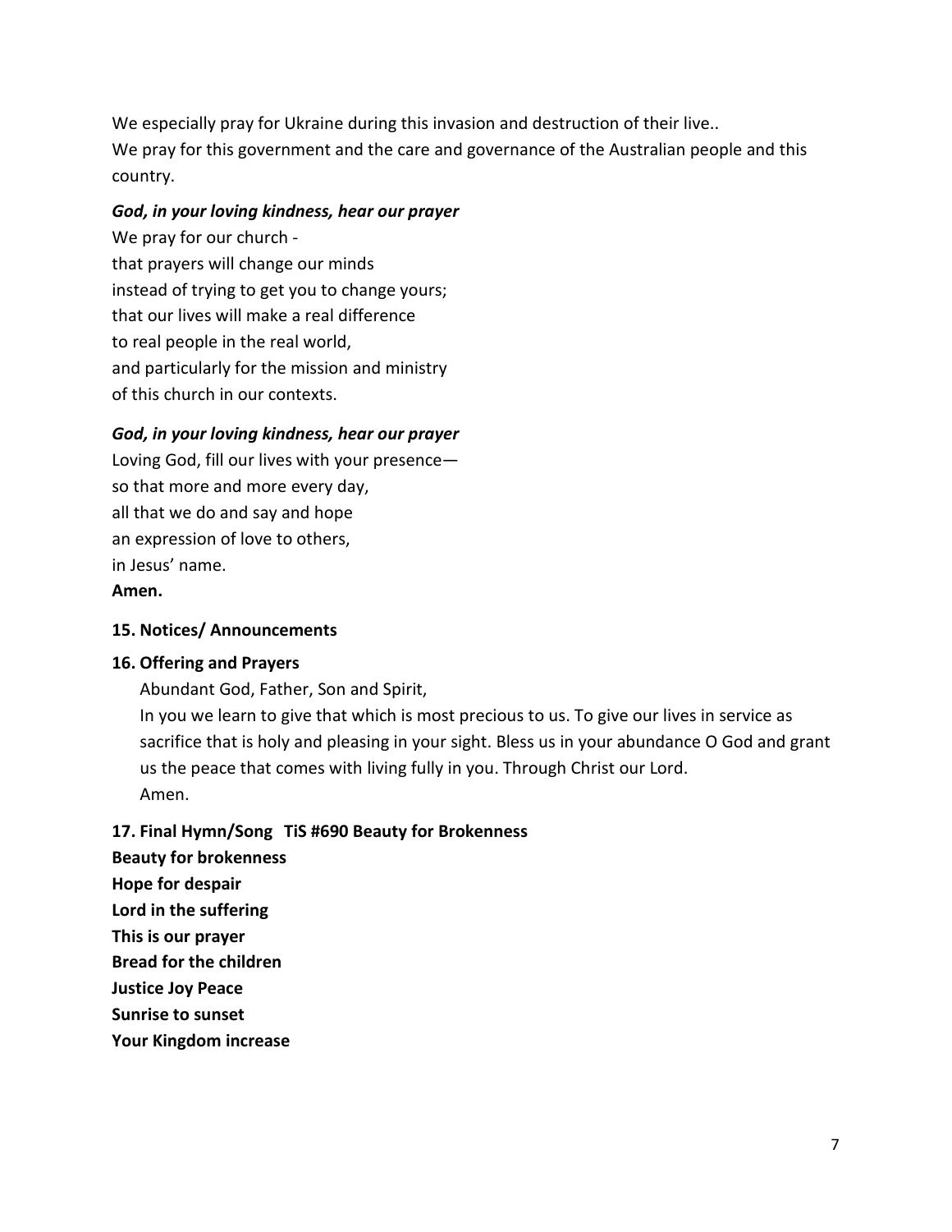We especially pray for Ukraine during this invasion and destruction of their live..
We pray for this government and the care and governance of the Australian people and this country.

***God, in your loving kindness, hear our prayer***

We pray for our church -
that prayers will change our minds
instead of trying to get you to change yours;
that our lives will make a real difference
to real people in the real world,
and particularly for the mission and ministry
of this church in our contexts.

***God, in your loving kindness, hear our prayer***

Loving God, fill our lives with your presence—
so that more and more every day,
all that we do and say and hope
an expression of love to others,
in Jesus' name.
**Amen.**

**15. Notices/ Announcements**

**16. Offering and Prayers**

Abundant God, Father, Son and Spirit,
In you we learn to give that which is most precious to us. To give our lives in service as sacrifice that is holy and pleasing in your sight. Bless us in your abundance O God and grant us the peace that comes with living fully in you. Through Christ our Lord.
Amen.

**17. Final Hymn/Song TiS #690 Beauty for Brokenness**

**Beauty for brokenness**
**Hope for despair**
**Lord in the suffering**
**This is our prayer**
**Bread for the children**
**Justice Joy Peace**
**Sunrise to sunset**
**Your Kingdom increase**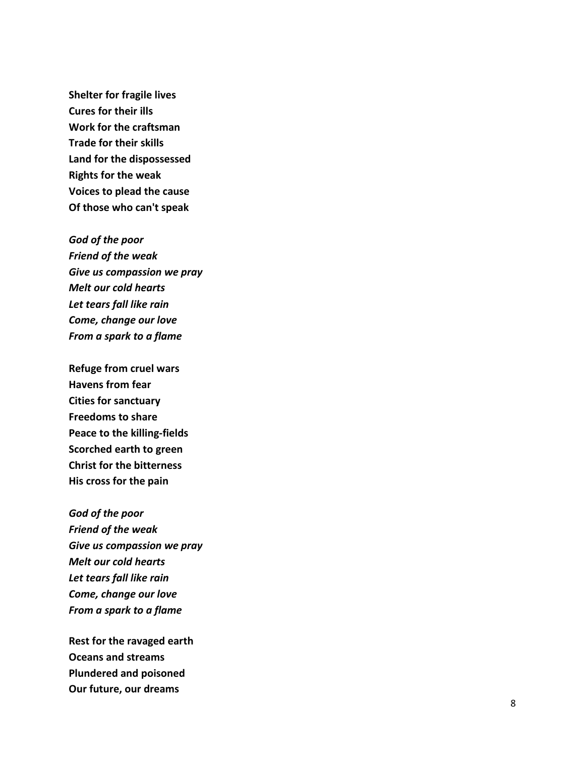**Shelter for fragile lives**
**Cures for their ills**
**Work for the craftsman**
**Trade for their skills**
**Land for the dispossessed**
**Rights for the weak**
**Voices to plead the cause**
**Of those who can't speak**

***God of the poor***
***Friend of the weak***
***Give us compassion we pray***
***Melt our cold hearts***
***Let tears fall like rain***
***Come, change our love***
***From a spark to a flame***

**Refuge from cruel wars**
**Havens from fear**
**Cities for sanctuary**
**Freedoms to share**
**Peace to the killing-fields**
**Scorched earth to green**
**Christ for the bitterness**
**His cross for the pain**

***God of the poor***
***Friend of the weak***
***Give us compassion we pray***
***Melt our cold hearts***
***Let tears fall like rain***
***Come, change our love***
***From a spark to a flame***

**Rest for the ravaged earth**
**Oceans and streams**
**Plundered and poisoned**
**Our future, our dreams**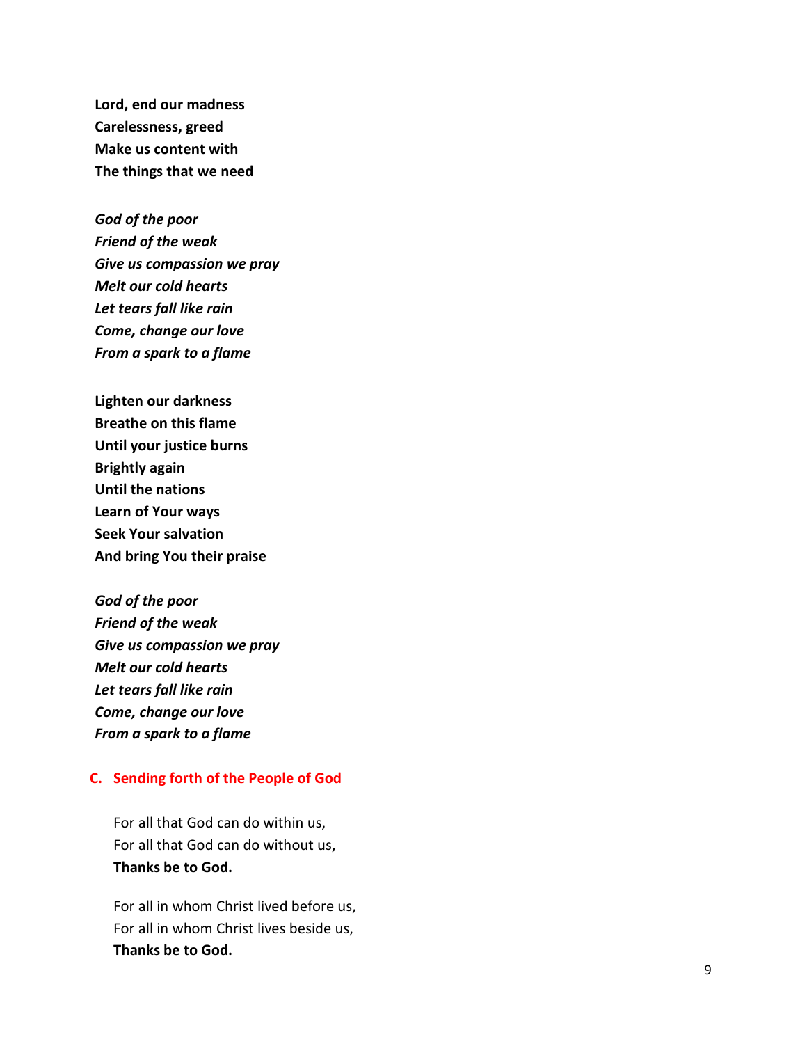**Lord, end our madness**
**Carelessness, greed**
**Make us content with**
**The things that we need**

***God of the poor***
***Friend of the weak***
***Give us compassion we pray***
***Melt our cold hearts***
***Let tears fall like rain***
***Come, change our love***
***From a spark to a flame***

**Lighten our darkness**
**Breathe on this flame**
**Until your justice burns**
**Brightly again**
**Until the nations**
**Learn of Your ways**
**Seek Your salvation**
**And bring You their praise**

***God of the poor***
***Friend of the weak***
***Give us compassion we pray***
***Melt our cold hearts***
***Let tears fall like rain***
***Come, change our love***
***From a spark to a flame***

## C. Sending forth of the People of God

For all that God can do within us,
For all that God can do without us,
**Thanks be to God.**

For all in whom Christ lived before us,
For all in whom Christ lives beside us,
**Thanks be to God.**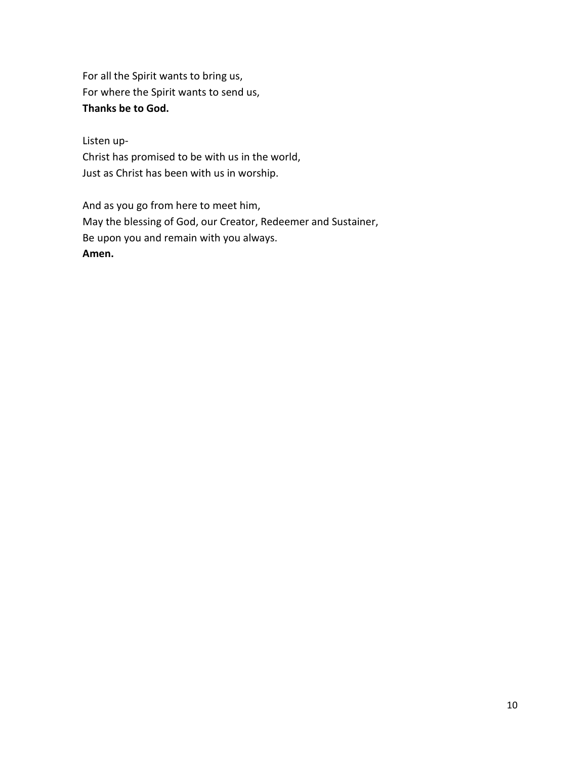For all the Spirit wants to bring us,
For where the Spirit wants to send us,
**Thanks be to God.**

Listen up-
Christ has promised to be with us in the world,
Just as Christ has been with us in worship.

And as you go from here to meet him,
May the blessing of God, our Creator, Redeemer and Sustainer,
Be upon you and remain with you always.
**Amen.**